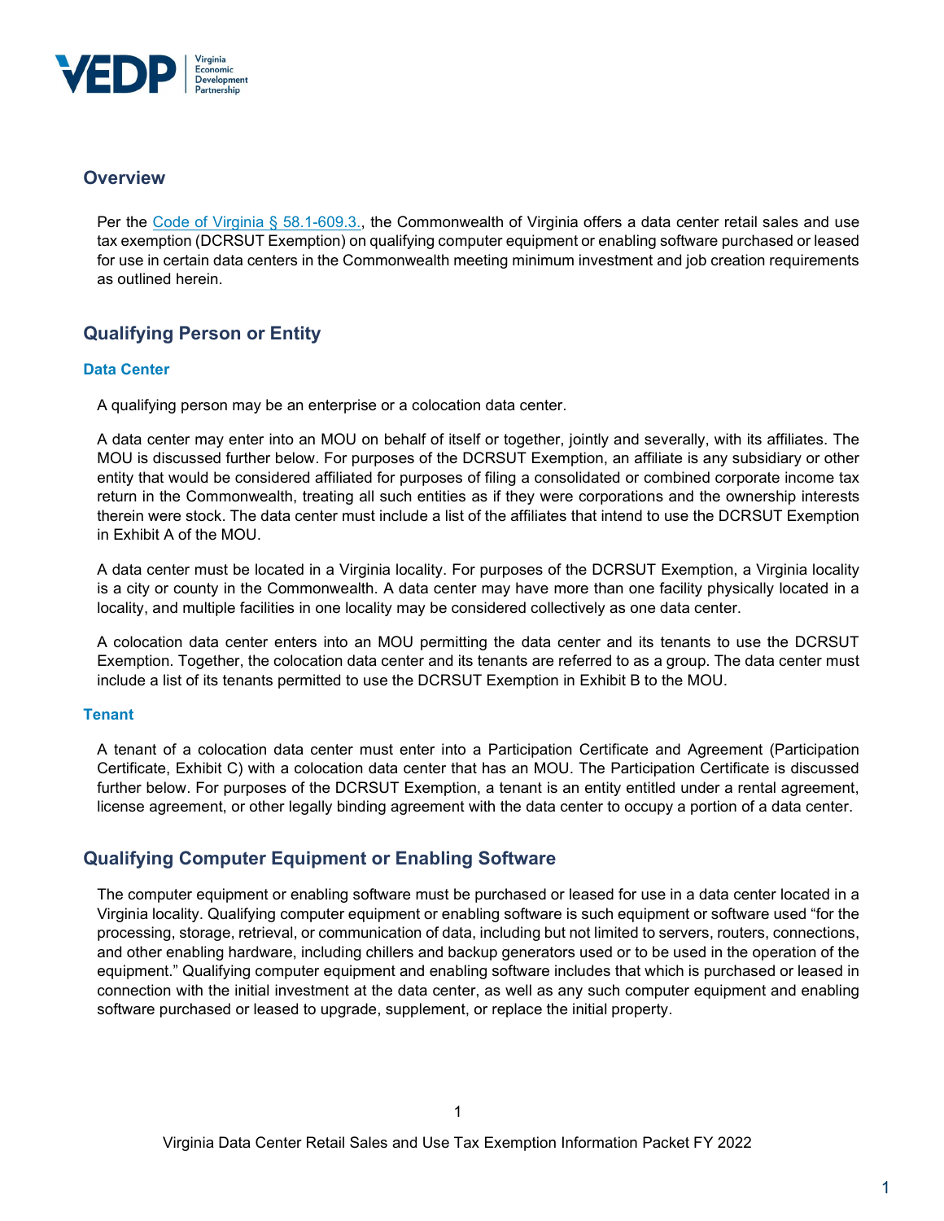## Overview

Per the [Code of Virginia § 58.1-609.3.](), the Commonwealth of Virginia offers a data center retail sales and use tax exemption (DCRSUT Exemption) on qualifying computer equipment or enabling software purchased or leased for use in certain data centers in the Commonwealth meeting minimum investment and job creation requirements as outlined herein.

## Qualifying Person or Entity

### Data Center

A qualifying person may be an enterprise or a colocation data center.

A data center may enter into an MOU on behalf of itself or together, jointly and severally, with its affiliates. The MOU is discussed further below. For purposes of the DCRSUT Exemption, an affiliate is any subsidiary or other entity that would be considered affiliated for purposes of filing a consolidated or combined corporate income tax return in the Commonwealth, treating all such entities as if they were corporations and the ownership interests therein were stock. The data center must include a list of the affiliates that intend to use the DCRSUT Exemption in Exhibit A of the MOU.

A data center must be located in a Virginia locality. For purposes of the DCRSUT Exemption, a Virginia locality is a city or county in the Commonwealth. A data center may have more than one facility physically located in a locality, and multiple facilities in one locality may be considered collectively as one data center.

A colocation data center enters into an MOU permitting the data center and its tenants to use the DCRSUT Exemption. Together, the colocation data center and its tenants are referred to as a group. The data center must include a list of its tenants permitted to use the DCRSUT Exemption in Exhibit B to the MOU.

### Tenant

A tenant of a colocation data center must enter into a Participation Certificate and Agreement (Participation Certificate, Exhibit C) with a colocation data center that has an MOU. The Participation Certificate is discussed further below. For purposes of the DCRSUT Exemption, a tenant is an entity entitled under a rental agreement, license agreement, or other legally binding agreement with the data center to occupy a portion of a data center.

## Qualifying Computer Equipment or Enabling Software

The computer equipment or enabling software must be purchased or leased for use in a data center located in a Virginia locality. Qualifying computer equipment or enabling software is such equipment or software used "for the processing, storage, retrieval, or communication of data, including but not limited to servers, routers, connections, and other enabling hardware, including chillers and backup generators used or to be used in the operation of the equipment." Qualifying computer equipment and enabling software includes that which is purchased or leased in connection with the initial investment at the data center, as well as any such computer equipment and enabling software purchased or leased to upgrade, supplement, or replace the initial property.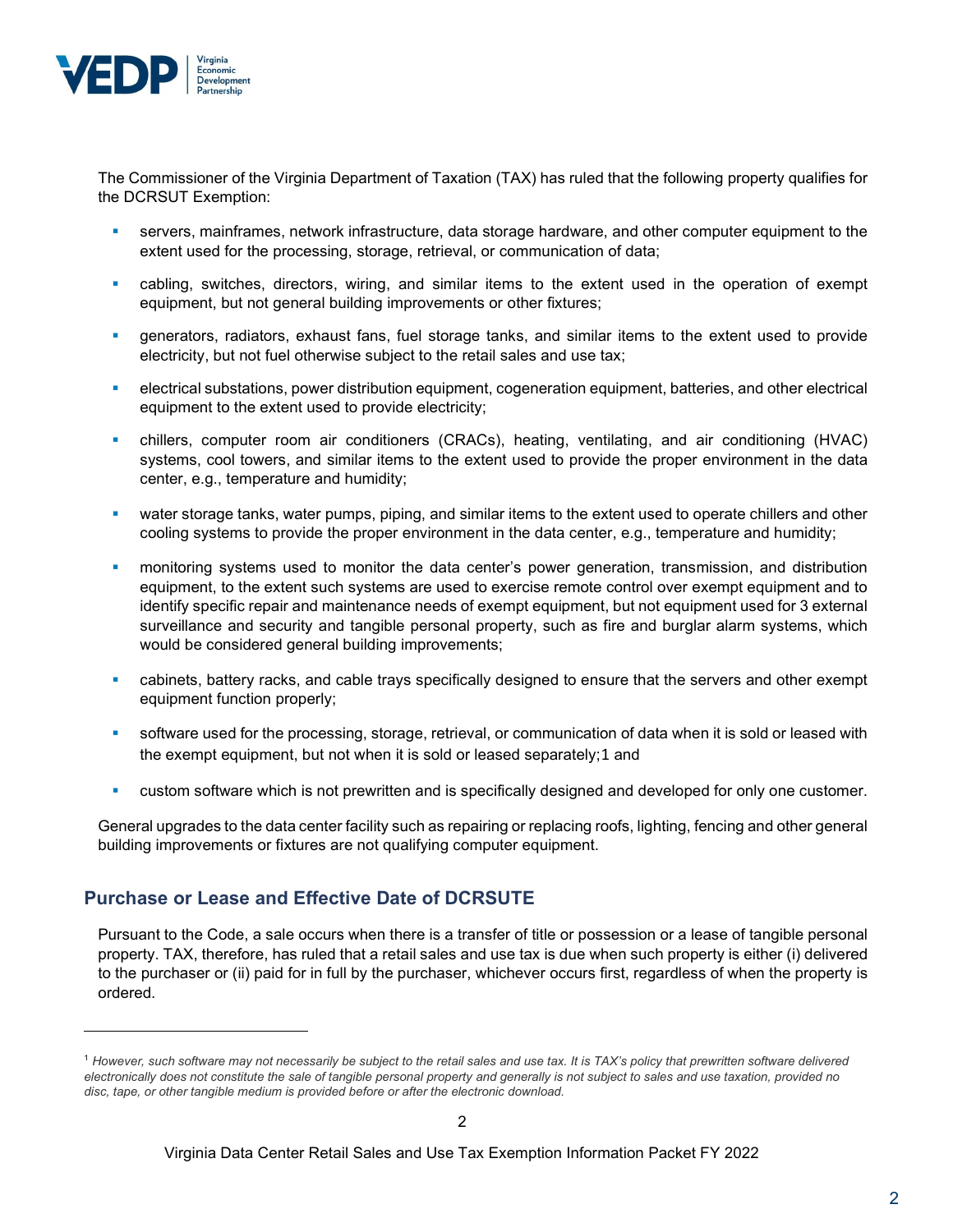The Commissioner of the Virginia Department of Taxation (TAX) has ruled that the following property qualifies for the DCRSUT Exemption:

- servers, mainframes, network infrastructure, data storage hardware, and other computer equipment to the extent used for the processing, storage, retrieval, or communication of data;
- cabling, switches, directors, wiring, and similar items to the extent used in the operation of exempt equipment, but not general building improvements or other fixtures;
- generators, radiators, exhaust fans, fuel storage tanks, and similar items to the extent used to provide electricity, but not fuel otherwise subject to the retail sales and use tax;
- electrical substations, power distribution equipment, cogeneration equipment, batteries, and other electrical equipment to the extent used to provide electricity;
- chillers, computer room air conditioners (CRACs), heating, ventilating, and air conditioning (HVAC) systems, cool towers, and similar items to the extent used to provide the proper environment in the data center, e.g., temperature and humidity;
- water storage tanks, water pumps, piping, and similar items to the extent used to operate chillers and other cooling systems to provide the proper environment in the data center, e.g., temperature and humidity;
- monitoring systems used to monitor the data center's power generation, transmission, and distribution equipment, to the extent such systems are used to exercise remote control over exempt equipment and to identify specific repair and maintenance needs of exempt equipment, but not equipment used for 3 external surveillance and security and tangible personal property, such as fire and burglar alarm systems, which would be considered general building improvements;
- cabinets, battery racks, and cable trays specifically designed to ensure that the servers and other exempt equipment function properly;
- software used for the processing, storage, retrieval, or communication of data when it is sold or leased with the exempt equipment, but not when it is sold or leased separately;[1] and
- custom software which is not prewritten and is specifically designed and developed for only one customer.

General upgrades to the data center facility such as repairing or replacing roofs, lighting, fencing and other general building improvements or fixtures are not qualifying computer equipment.

## Purchase or Lease and Effective Date of DCRSUTE

Pursuant to the Code, a sale occurs when there is a transfer of title or possession or a lease of tangible personal property. TAX, therefore, has ruled that a retail sales and use tax is due when such property is either (i) delivered to the purchaser or (ii) paid for in full by the purchaser, whichever occurs first, regardless of when the property is ordered.

---

[1] *However, such software may not necessarily be subject to the retail sales and use tax. It is TAX's policy that prewritten software delivered electronically does not constitute the sale of tangible personal property and generally is not subject to sales and use taxation, provided no disc, tape, or other tangible medium is provided before or after the electronic download.*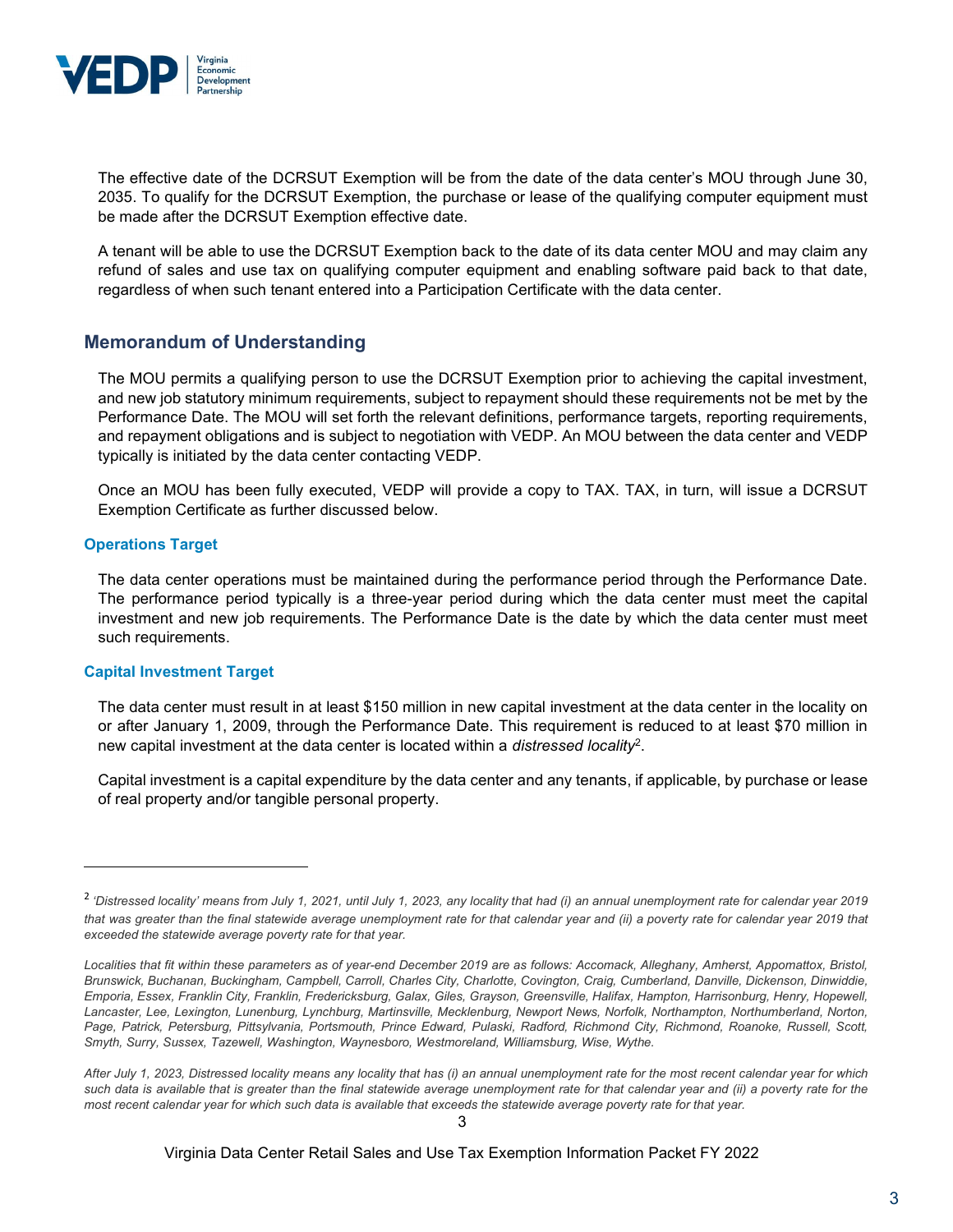The effective date of the DCRSUT Exemption will be from the date of the data center's MOU through June 30, 2035. To qualify for the DCRSUT Exemption, the purchase or lease of the qualifying computer equipment must be made after the DCRSUT Exemption effective date.

A tenant will be able to use the DCRSUT Exemption back to the date of its data center MOU and may claim any refund of sales and use tax on qualifying computer equipment and enabling software paid back to that date, regardless of when such tenant entered into a Participation Certificate with the data center.

## Memorandum of Understanding

The MOU permits a qualifying person to use the DCRSUT Exemption prior to achieving the capital investment, and new job statutory minimum requirements, subject to repayment should these requirements not be met by the Performance Date. The MOU will set forth the relevant definitions, performance targets, reporting requirements, and repayment obligations and is subject to negotiation with VEDP. An MOU between the data center and VEDP typically is initiated by the data center contacting VEDP.

Once an MOU has been fully executed, VEDP will provide a copy to TAX. TAX, in turn, will issue a DCRSUT Exemption Certificate as further discussed below.

### Operations Target

The data center operations must be maintained during the performance period through the Performance Date. The performance period typically is a three-year period during which the data center must meet the capital investment and new job requirements. The Performance Date is the date by which the data center must meet such requirements.

### Capital Investment Target

The data center must result in at least $150 million in new capital investment at the data center in the locality on or after January 1, 2009, through the Performance Date. This requirement is reduced to at least $70 million in new capital investment at the data center is located within a *distressed locality*[2].

Capital investment is a capital expenditure by the data center and any tenants, if applicable, by purchase or lease of real property and/or tangible personal property.

---

[2] *'Distressed locality' means from July 1, 2021, until July 1, 2023, any locality that had (i) an annual unemployment rate for calendar year 2019 that was greater than the final statewide average unemployment rate for that calendar year and (ii) a poverty rate for calendar year 2019 that exceeded the statewide average poverty rate for that year.*

*Localities that fit within these parameters as of year-end December 2019 are as follows: Accomack, Alleghany, Amherst, Appomattox, Bristol, Brunswick, Buchanan, Buckingham, Campbell, Carroll, Charles City, Charlotte, Covington, Craig, Cumberland, Danville, Dickenson, Dinwiddie, Emporia, Essex, Franklin City, Franklin, Fredericksburg, Galax, Giles, Grayson, Greensville, Halifax, Hampton, Harrisonburg, Henry, Hopewell, Lancaster, Lee, Lexington, Lunenburg, Lynchburg, Martinsville, Mecklenburg, Newport News, Norfolk, Northampton, Northumberland, Norton, Page, Patrick, Petersburg, Pittsylvania, Portsmouth, Prince Edward, Pulaski, Radford, Richmond City, Richmond, Roanoke, Russell, Scott, Smyth, Surry, Sussex, Tazewell, Washington, Waynesboro, Westmoreland, Williamsburg, Wise, Wythe.*

*After July 1, 2023, Distressed locality means any locality that has (i) an annual unemployment rate for the most recent calendar year for which such data is available that is greater than the final statewide average unemployment rate for that calendar year and (ii) a poverty rate for the most recent calendar year for which such data is available that exceeds the statewide average poverty rate for that year.*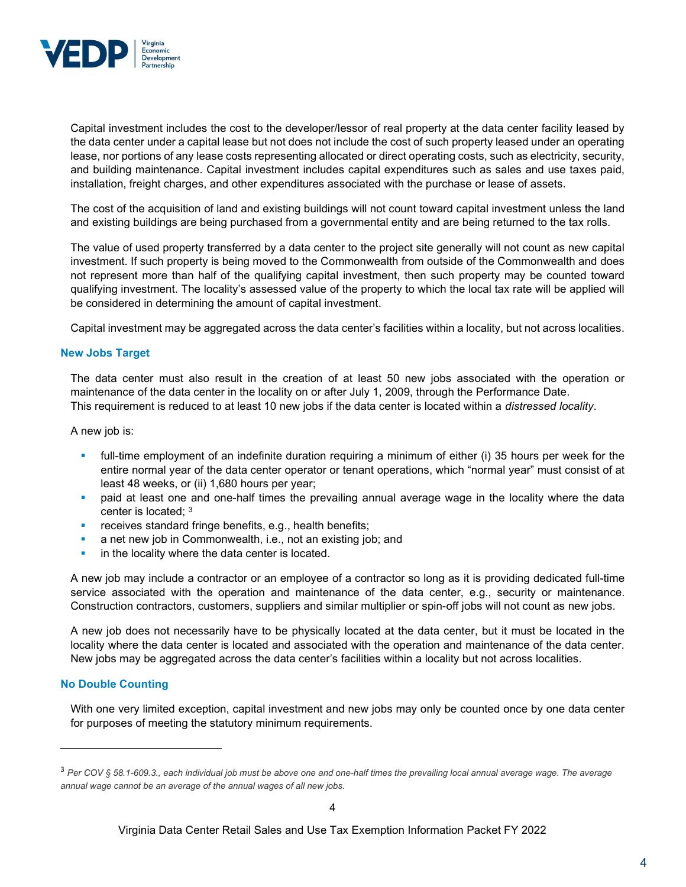Capital investment includes the cost to the developer/lessor of real property at the data center facility leased by the data center under a capital lease but not does not include the cost of such property leased under an operating lease, nor portions of any lease costs representing allocated or direct operating costs, such as electricity, security, and building maintenance. Capital investment includes capital expenditures such as sales and use taxes paid, installation, freight charges, and other expenditures associated with the purchase or lease of assets.

The cost of the acquisition of land and existing buildings will not count toward capital investment unless the land and existing buildings are being purchased from a governmental entity and are being returned to the tax rolls.

The value of used property transferred by a data center to the project site generally will not count as new capital investment. If such property is being moved to the Commonwealth from outside of the Commonwealth and does not represent more than half of the qualifying capital investment, then such property may be counted toward qualifying investment. The locality's assessed value of the property to which the local tax rate will be applied will be considered in determining the amount of capital investment.

Capital investment may be aggregated across the data center's facilities within a locality, but not across localities.

### New Jobs Target

The data center must also result in the creation of at least 50 new jobs associated with the operation or maintenance of the data center in the locality on or after July 1, 2009, through the Performance Date. This requirement is reduced to at least 10 new jobs if the data center is located within a *distressed locality*.

A new job is:

- full-time employment of an indefinite duration requiring a minimum of either (i) 35 hours per week for the entire normal year of the data center operator or tenant operations, which "normal year" must consist of at least 48 weeks, or (ii) 1,680 hours per year;
- paid at least one and one-half times the prevailing annual average wage in the locality where the data center is located; [3]
- receives standard fringe benefits, e.g., health benefits;
- a net new job in Commonwealth, i.e., not an existing job; and
- in the locality where the data center is located.

A new job may include a contractor or an employee of a contractor so long as it is providing dedicated full-time service associated with the operation and maintenance of the data center, e.g., security or maintenance. Construction contractors, customers, suppliers and similar multiplier or spin-off jobs will not count as new jobs.

A new job does not necessarily have to be physically located at the data center, but it must be located in the locality where the data center is located and associated with the operation and maintenance of the data center. New jobs may be aggregated across the data center's facilities within a locality but not across localities.

### No Double Counting

With one very limited exception, capital investment and new jobs may only be counted once by one data center for purposes of meeting the statutory minimum requirements.

---

[3] *Per COV § 58.1-609.3., each individual job must be above one and one-half times the prevailing local annual average wage. The average annual wage cannot be an average of the annual wages of all new jobs.*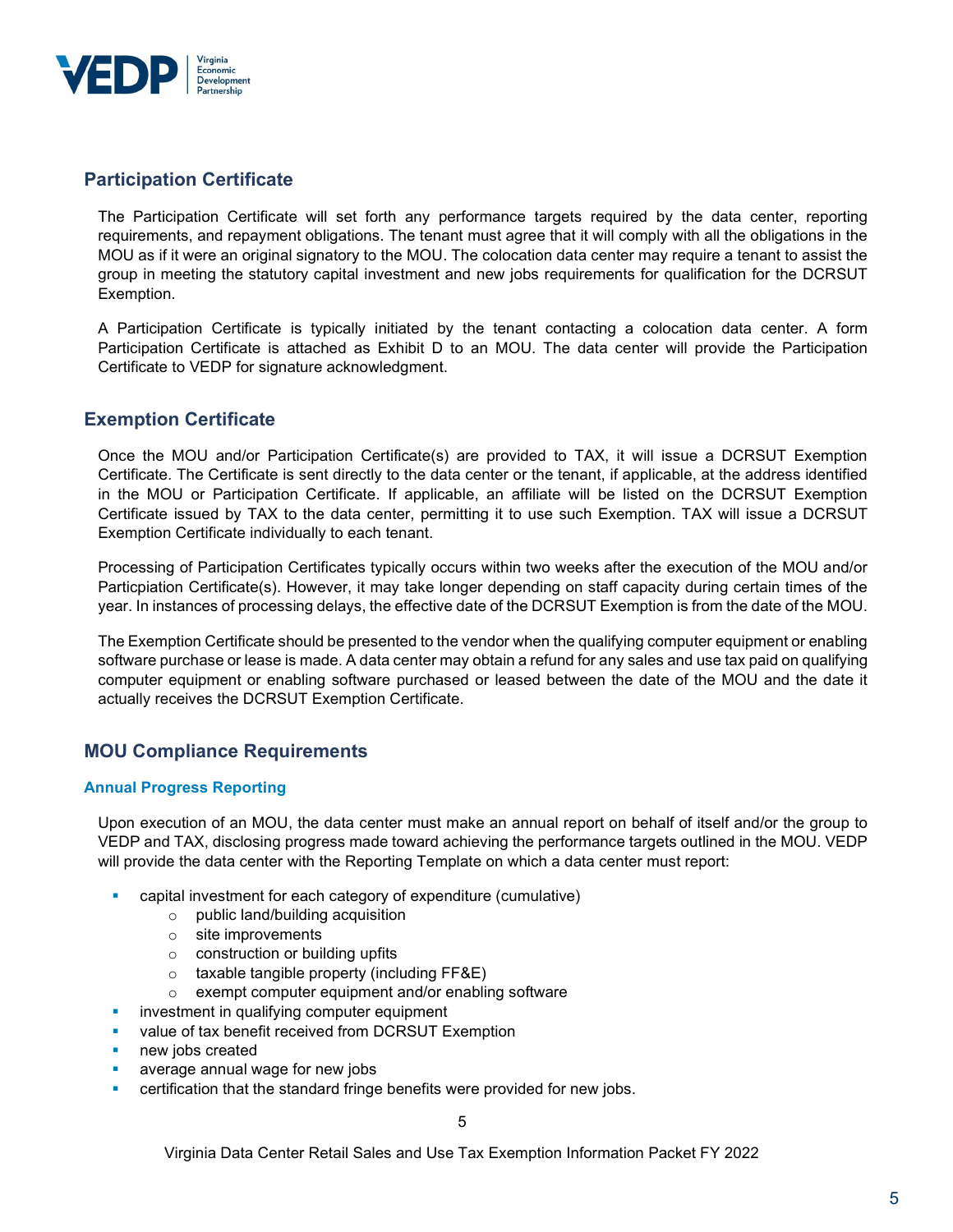## Participation Certificate

The Participation Certificate will set forth any performance targets required by the data center, reporting requirements, and repayment obligations. The tenant must agree that it will comply with all the obligations in the MOU as if it were an original signatory to the MOU. The colocation data center may require a tenant to assist the group in meeting the statutory capital investment and new jobs requirements for qualification for the DCRSUT Exemption.

A Participation Certificate is typically initiated by the tenant contacting a colocation data center. A form Participation Certificate is attached as Exhibit D to an MOU. The data center will provide the Participation Certificate to VEDP for signature acknowledgment.

## Exemption Certificate

Once the MOU and/or Participation Certificate(s) are provided to TAX, it will issue a DCRSUT Exemption Certificate. The Certificate is sent directly to the data center or the tenant, if applicable, at the address identified in the MOU or Participation Certificate. If applicable, an affiliate will be listed on the DCRSUT Exemption Certificate issued by TAX to the data center, permitting it to use such Exemption. TAX will issue a DCRSUT Exemption Certificate individually to each tenant.

Processing of Participation Certificates typically occurs within two weeks after the execution of the MOU and/or Particpiation Certificate(s). However, it may take longer depending on staff capacity during certain times of the year. In instances of processing delays, the effective date of the DCRSUT Exemption is from the date of the MOU.

The Exemption Certificate should be presented to the vendor when the qualifying computer equipment or enabling software purchase or lease is made. A data center may obtain a refund for any sales and use tax paid on qualifying computer equipment or enabling software purchased or leased between the date of the MOU and the date it actually receives the DCRSUT Exemption Certificate.

## MOU Compliance Requirements

### Annual Progress Reporting

Upon execution of an MOU, the data center must make an annual report on behalf of itself and/or the group to VEDP and TAX, disclosing progress made toward achieving the performance targets outlined in the MOU. VEDP will provide the data center with the Reporting Template on which a data center must report:

- capital investment for each category of expenditure (cumulative)
    - public land/building acquisition
    - site improvements
    - construction or building upfits
    - taxable tangible property (including FF&E)
    - exempt computer equipment and/or enabling software
- investment in qualifying computer equipment
- value of tax benefit received from DCRSUT Exemption
- new jobs created
- average annual wage for new jobs
- certification that the standard fringe benefits were provided for new jobs.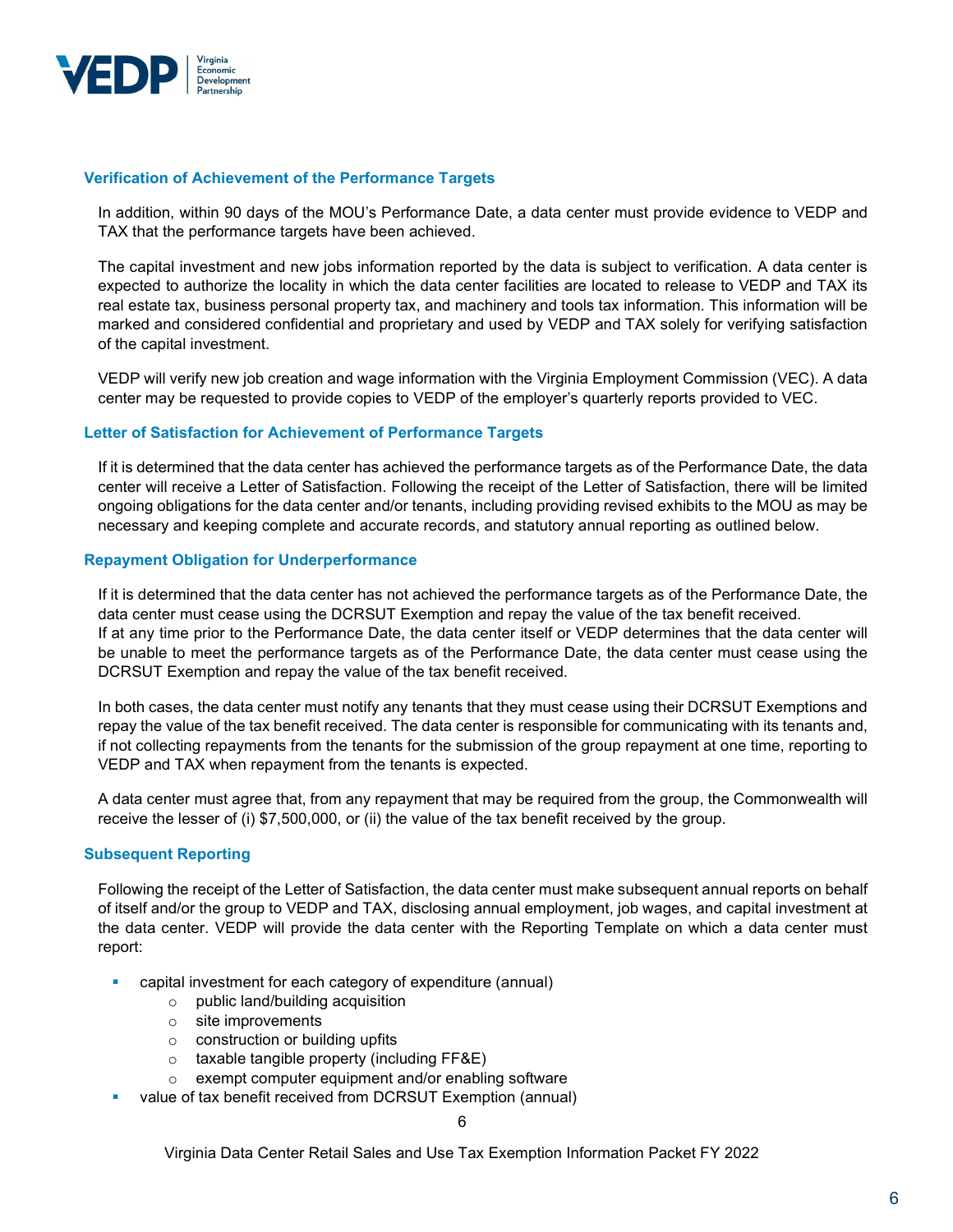### Verification of Achievement of the Performance Targets

In addition, within 90 days of the MOU's Performance Date, a data center must provide evidence to VEDP and TAX that the performance targets have been achieved.

The capital investment and new jobs information reported by the data is subject to verification. A data center is expected to authorize the locality in which the data center facilities are located to release to VEDP and TAX its real estate tax, business personal property tax, and machinery and tools tax information. This information will be marked and considered confidential and proprietary and used by VEDP and TAX solely for verifying satisfaction of the capital investment.

VEDP will verify new job creation and wage information with the Virginia Employment Commission (VEC). A data center may be requested to provide copies to VEDP of the employer's quarterly reports provided to VEC.

### Letter of Satisfaction for Achievement of Performance Targets

If it is determined that the data center has achieved the performance targets as of the Performance Date, the data center will receive a Letter of Satisfaction. Following the receipt of the Letter of Satisfaction, there will be limited ongoing obligations for the data center and/or tenants, including providing revised exhibits to the MOU as may be necessary and keeping complete and accurate records, and statutory annual reporting as outlined below.

### Repayment Obligation for Underperformance

If it is determined that the data center has not achieved the performance targets as of the Performance Date, the data center must cease using the DCRSUT Exemption and repay the value of the tax benefit received.
If at any time prior to the Performance Date, the data center itself or VEDP determines that the data center will be unable to meet the performance targets as of the Performance Date, the data center must cease using the DCRSUT Exemption and repay the value of the tax benefit received.

In both cases, the data center must notify any tenants that they must cease using their DCRSUT Exemptions and repay the value of the tax benefit received. The data center is responsible for communicating with its tenants and, if not collecting repayments from the tenants for the submission of the group repayment at one time, reporting to VEDP and TAX when repayment from the tenants is expected.

A data center must agree that, from any repayment that may be required from the group, the Commonwealth will receive the lesser of (i) $7,500,000, or (ii) the value of the tax benefit received by the group.

### Subsequent Reporting

Following the receipt of the Letter of Satisfaction, the data center must make subsequent annual reports on behalf of itself and/or the group to VEDP and TAX, disclosing annual employment, job wages, and capital investment at the data center. VEDP will provide the data center with the Reporting Template on which a data center must report:

- capital investment for each category of expenditure (annual)
  - public land/building acquisition
  - site improvements
  - construction or building upfits
  - taxable tangible property (including FF&E)
  - exempt computer equipment and/or enabling software
- value of tax benefit received from DCRSUT Exemption (annual)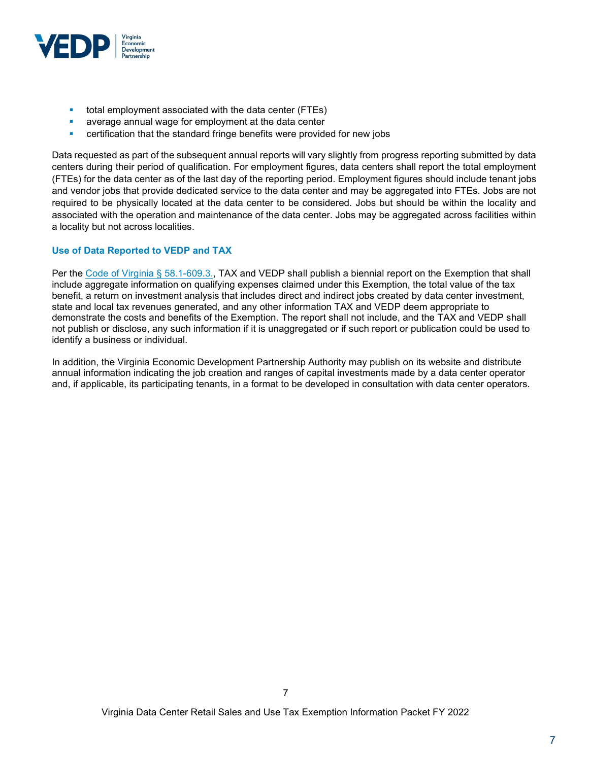- total employment associated with the data center (FTEs)
- average annual wage for employment at the data center
- certification that the standard fringe benefits were provided for new jobs

Data requested as part of the subsequent annual reports will vary slightly from progress reporting submitted by data centers during their period of qualification. For employment figures, data centers shall report the total employment (FTEs) for the data center as of the last day of the reporting period. Employment figures should include tenant jobs and vendor jobs that provide dedicated service to the data center and may be aggregated into FTEs. Jobs are not required to be physically located at the data center to be considered. Jobs but should be within the locality and associated with the operation and maintenance of the data center. Jobs may be aggregated across facilities within a locality but not across localities.

### Use of Data Reported to VEDP and TAX

Per the Code of Virginia § 58.1-609.3., TAX and VEDP shall publish a biennial report on the Exemption that shall include aggregate information on qualifying expenses claimed under this Exemption, the total value of the tax benefit, a return on investment analysis that includes direct and indirect jobs created by data center investment, state and local tax revenues generated, and any other information TAX and VEDP deem appropriate to demonstrate the costs and benefits of the Exemption. The report shall not include, and the TAX and VEDP shall not publish or disclose, any such information if it is unaggregated or if such report or publication could be used to identify a business or individual.

In addition, the Virginia Economic Development Partnership Authority may publish on its website and distribute annual information indicating the job creation and ranges of capital investments made by a data center operator and, if applicable, its participating tenants, in a format to be developed in consultation with data center operators.